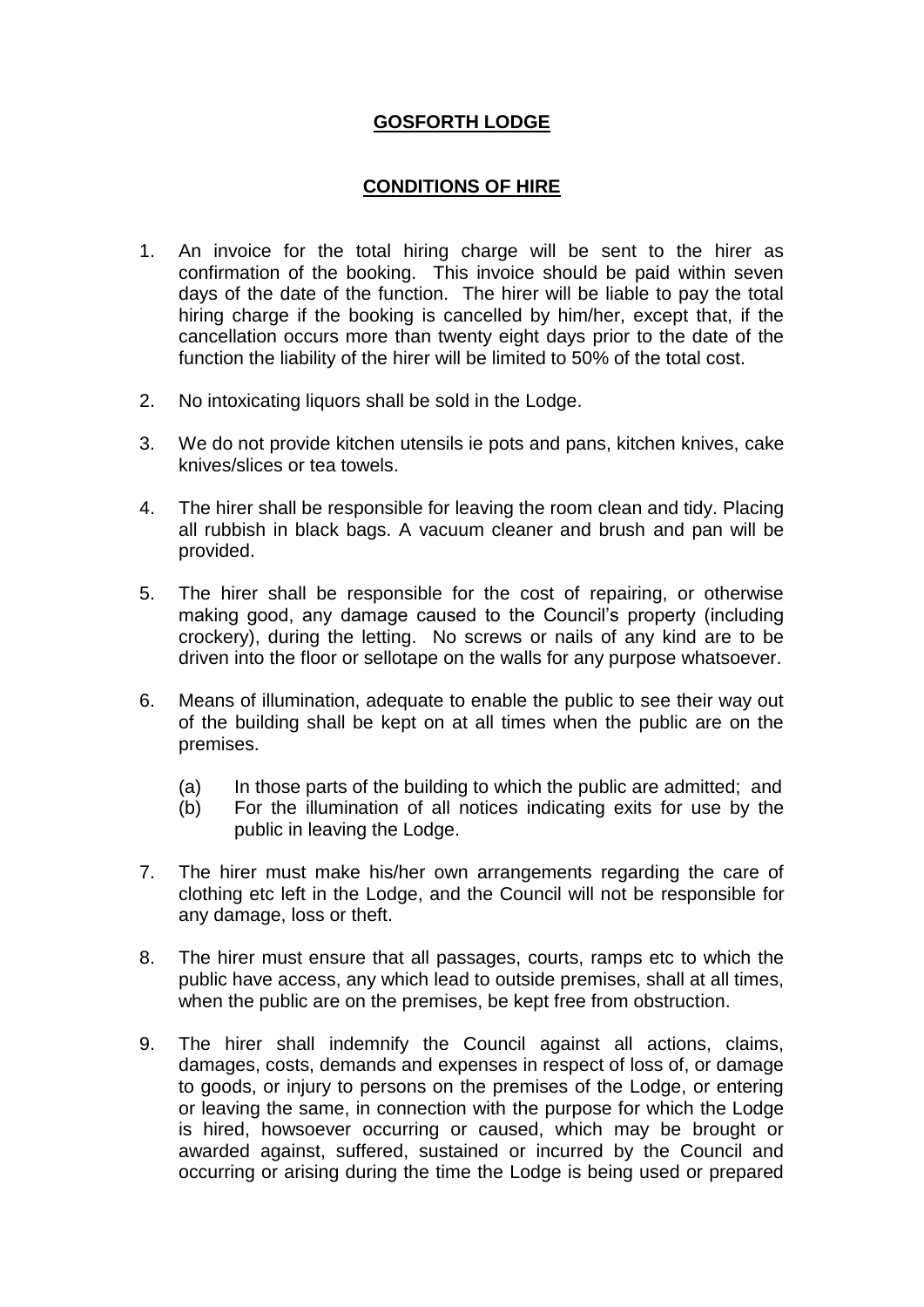# GOSFORTH LODGE

## CONDITIONS OF HIRE

1. An invoice for the total hiring charge will be sent to the hirer as confirmation of the booking. This invoice should be paid within seven days of the date of the function. The hirer will be liable to pay the total hiring charge if the booking is cancelled by him/her, except that, if the cancellation occurs more than twenty eight days prior to the date of the function the liability of the hirer will be limited to 50% of the total cost.

2. No intoxicating liquors shall be sold in the Lodge.

3. We do not provide kitchen utensils ie pots and pans, kitchen knives, cake knives/slices or tea towels.

4. The hirer shall be responsible for leaving the room clean and tidy. Placing all rubbish in black bags. A vacuum cleaner and brush and pan will be provided.

5. The hirer shall be responsible for the cost of repairing, or otherwise making good, any damage caused to the Council's property (including crockery), during the letting. No screws or nails of any kind are to be driven into the floor or sellotape on the walls for any purpose whatsoever.

6. Means of illumination, adequate to enable the public to see their way out of the building shall be kept on at all times when the public are on the premises.

   (a) In those parts of the building to which the public are admitted; and
   (b) For the illumination of all notices indicating exits for use by the public in leaving the Lodge.

7. The hirer must make his/her own arrangements regarding the care of clothing etc left in the Lodge, and the Council will not be responsible for any damage, loss or theft.

8. The hirer must ensure that all passages, courts, ramps etc to which the public have access, any which lead to outside premises, shall at all times, when the public are on the premises, be kept free from obstruction.

9. The hirer shall indemnify the Council against all actions, claims, damages, costs, demands and expenses in respect of loss of, or damage to goods, or injury to persons on the premises of the Lodge, or entering or leaving the same, in connection with the purpose for which the Lodge is hired, howsoever occurring or caused, which may be brought or awarded against, suffered, sustained or incurred by the Council and occurring or arising during the time the Lodge is being used or prepared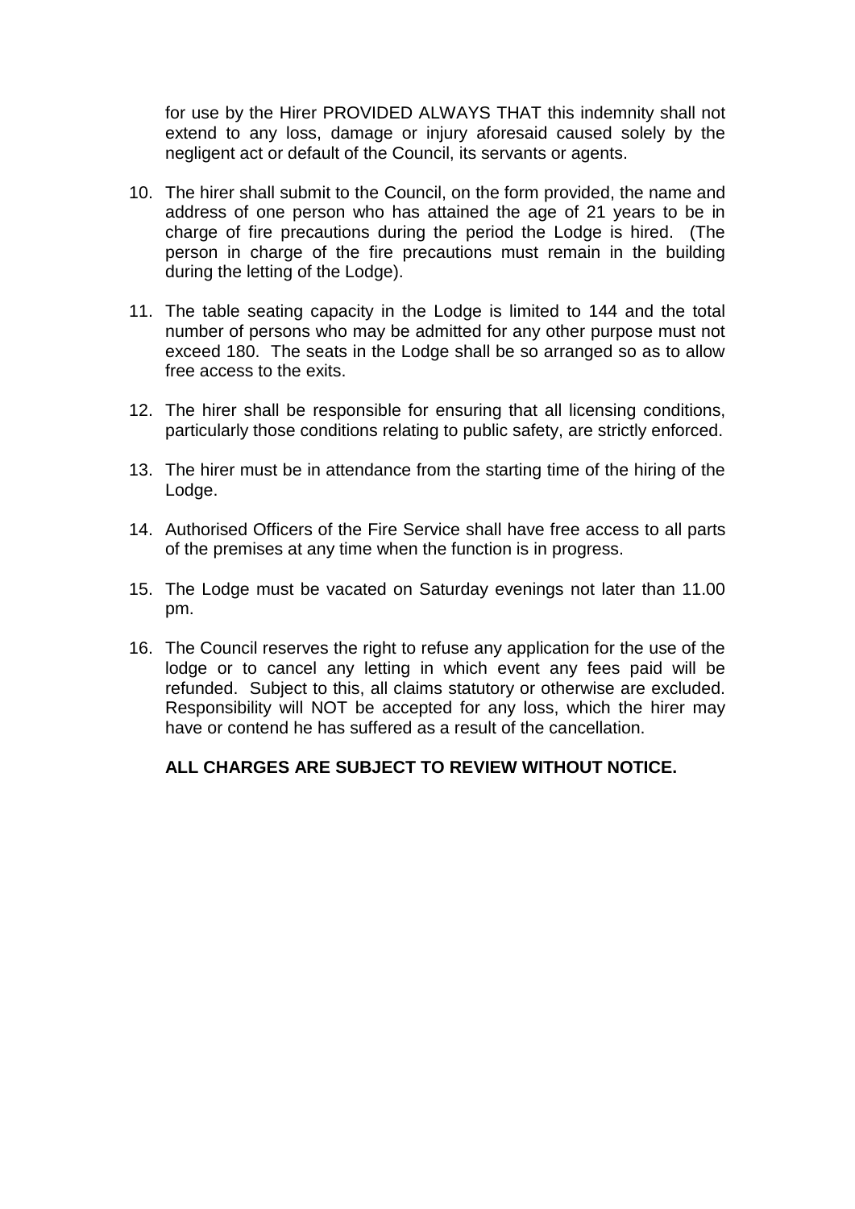for use by the Hirer PROVIDED ALWAYS THAT this indemnity shall not extend to any loss, damage or injury aforesaid caused solely by the negligent act or default of the Council, its servants or agents.

10. The hirer shall submit to the Council, on the form provided, the name and address of one person who has attained the age of 21 years to be in charge of fire precautions during the period the Lodge is hired. (The person in charge of the fire precautions must remain in the building during the letting of the Lodge).

11. The table seating capacity in the Lodge is limited to 144 and the total number of persons who may be admitted for any other purpose must not exceed 180. The seats in the Lodge shall be so arranged so as to allow free access to the exits.

12. The hirer shall be responsible for ensuring that all licensing conditions, particularly those conditions relating to public safety, are strictly enforced.

13. The hirer must be in attendance from the starting time of the hiring of the Lodge.

14. Authorised Officers of the Fire Service shall have free access to all parts of the premises at any time when the function is in progress.

15. The Lodge must be vacated on Saturday evenings not later than 11.00 pm.

16. The Council reserves the right to refuse any application for the use of the lodge or to cancel any letting in which event any fees paid will be refunded. Subject to this, all claims statutory or otherwise are excluded. Responsibility will NOT be accepted for any loss, which the hirer may have or contend he has suffered as a result of the cancellation.

**ALL CHARGES ARE SUBJECT TO REVIEW WITHOUT NOTICE.**